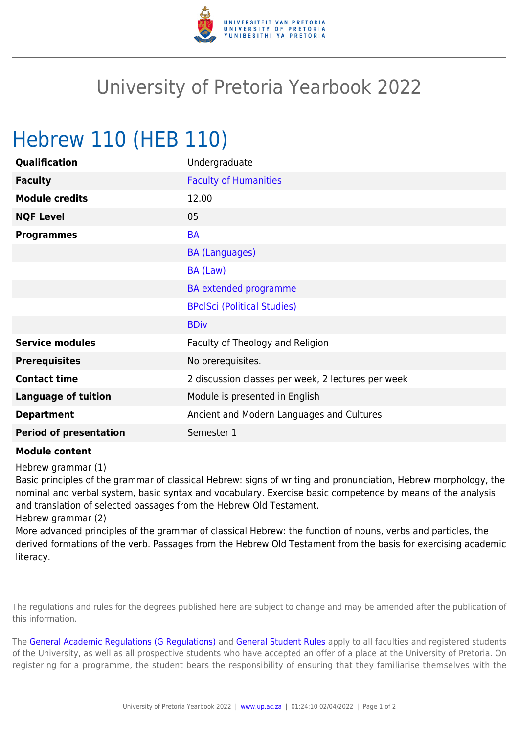# University of Pretoria Yearbook 2022

## Hebrew 110 (HEB 110)

| | |
|---|---|
| **Qualification** | Undergraduate |
| **Faculty** | Faculty of Humanities |
| **Module credits** | 12.00 |
| **NQF Level** | 05 |
| **Programmes** | BA |
| | BA (Languages) |
| | BA (Law) |
| | BA extended programme |
| | BPolSci (Political Studies) |
| | BDiv |
| **Service modules** | Faculty of Theology and Religion |
| **Prerequisites** | No prerequisites. |
| **Contact time** | 2 discussion classes per week, 2 lectures per week |
| **Language of tuition** | Module is presented in English |
| **Department** | Ancient and Modern Languages and Cultures |
| **Period of presentation** | Semester 1 |

**Module content**

Hebrew grammar (1)
Basic principles of the grammar of classical Hebrew: signs of writing and pronunciation, Hebrew morphology, the nominal and verbal system, basic syntax and vocabulary. Exercise basic competence by means of the analysis and translation of selected passages from the Hebrew Old Testament.
Hebrew grammar (2)
More advanced principles of the grammar of classical Hebrew: the function of nouns, verbs and particles, the derived formations of the verb. Passages from the Hebrew Old Testament from the basis for exercising academic literacy.

---

The regulations and rules for the degrees published here are subject to change and may be amended after the publication of this information.

The General Academic Regulations (G Regulations) and General Student Rules apply to all faculties and registered students of the University, as well as all prospective students who have accepted an offer of a place at the University of Pretoria. On registering for a programme, the student bears the responsibility of ensuring that they familiarise themselves with the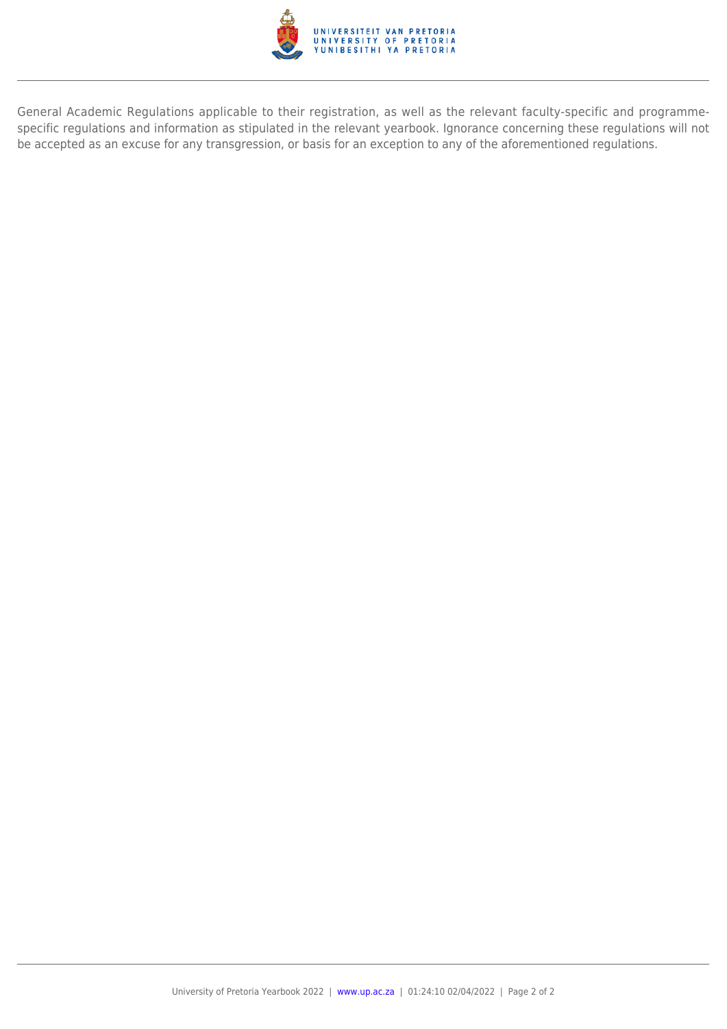General Academic Regulations applicable to their registration, as well as the relevant faculty-specific and programme-specific regulations and information as stipulated in the relevant yearbook. Ignorance concerning these regulations will not be accepted as an excuse for any transgression, or basis for an exception to any of the aforementioned regulations.